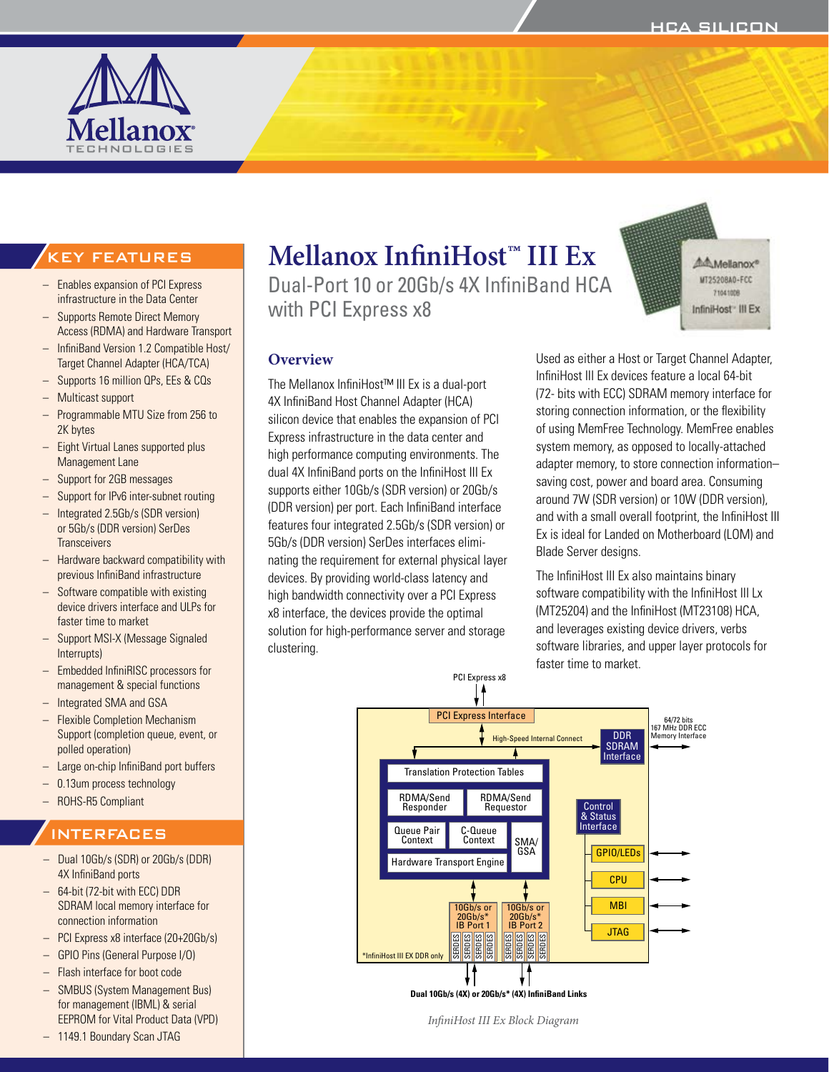# Mellanox InfiniHost™ III Ex

Dual-Port 10 or 20Gb/s 4X InfiniBand HCA with PCI Express x8

## KEY FEATURES

- Enables expansion of PCI Express infrastructure in the Data Center
- Supports Remote Direct Memory Access (RDMA) and Hardware Transport
- InfiniBand Version 1.2 Compatible Host/Target Channel Adapter (HCA/TCA)
- Supports 16 million QPs, EEs & CQs
- Multicast support
- Programmable MTU Size from 256 to 2K bytes
- Eight Virtual Lanes supported plus Management Lane
- Support for 2GB messages
- Support for IPv6 inter-subnet routing
- Integrated 2.5Gb/s (SDR version) or 5Gb/s (DDR version) SerDes Transceivers
- Hardware backward compatibility with previous InfiniBand infrastructure
- Software compatible with existing device drivers interface and ULPs for faster time to market
- Support MSI-X (Message Signaled Interrupts)
- Embedded InfiniRISC processors for management & special functions
- Integrated SMA and GSA
- Flexible Completion Mechanism Support (completion queue, event, or polled operation)
- Large on-chip InfiniBand port buffers
- 0.13um process technology
- ROHS-R5 Compliant

## INTERFACES

- Dual 10Gb/s (SDR) or 20Gb/s (DDR) 4X InfiniBand ports
- 64-bit (72-bit with ECC) DDR SDRAM local memory interface for connection information
- PCI Express x8 interface (20+20Gb/s)
- GPIO Pins (General Purpose I/O)
- Flash interface for boot code
- SMBUS (System Management Bus) for management (IBML) & serial EEPROM for Vital Product Data (VPD)
- 1149.1 Boundary Scan JTAG

## Overview

The Mellanox InfiniHost™ III Ex is a dual-port 4X InfiniBand Host Channel Adapter (HCA) silicon device that enables the expansion of PCI Express infrastructure in the data center and high performance computing environments. The dual 4X InfiniBand ports on the InfiniHost III Ex supports either 10Gb/s (SDR version) or 20Gb/s (DDR version) per port. Each InfiniBand interface features four integrated 2.5Gb/s (SDR version) or 5Gb/s (DDR version) SerDes interfaces eliminating the requirement for external physical layer devices. By providing world-class latency and high bandwidth connectivity over a PCI Express x8 interface, the devices provide the optimal solution for high-performance server and storage clustering.

Used as either a Host or Target Channel Adapter, InfiniHost III Ex devices feature a local 64-bit (72- bits with ECC) SDRAM memory interface for storing connection information, or the flexibility of using MemFree Technology. MemFree enables system memory, as opposed to locally-attached adapter memory, to store connection information–saving cost, power and board area. Consuming around 7W (SDR version) or 10W (DDR version), and with a small overall footprint, the InfiniHost III Ex is ideal for Landed on Motherboard (LOM) and Blade Server designs.

The InfiniHost III Ex also maintains binary software compatibility with the InfiniHost III Lx (MT25204) and the InfiniHost (MT23108) HCA, and leverages existing device drivers, verbs software libraries, and upper layer protocols for faster time to market.

PCI Express x8

PCI Express Interface

High-Speed Internal Connect

DDR SDRAM Interface

64/72 bits 167 MHz DDR ECC Memory Interface

Translation Protection Tables

RDMA/Send Responder

RDMA/Send Requestor

Queue Pair Context

C-Queue Context

SMA/GSA

Hardware Transport Engine

Control & Status Interface

GPIO/LEDs

CPU

MBI

JTAG

10Gb/s or 20Gb/s* IB Port 1

10Gb/s or 20Gb/s* IB Port 2

SERDES SERDES SERDES SERDES

SERDES SERDES SERDES SERDES

*InfiniHost III EX DDR only

Dual 10Gb/s (4X) or 20Gb/s* (4X) InfiniBand Links

*InfiniHost III Ex Block Diagram*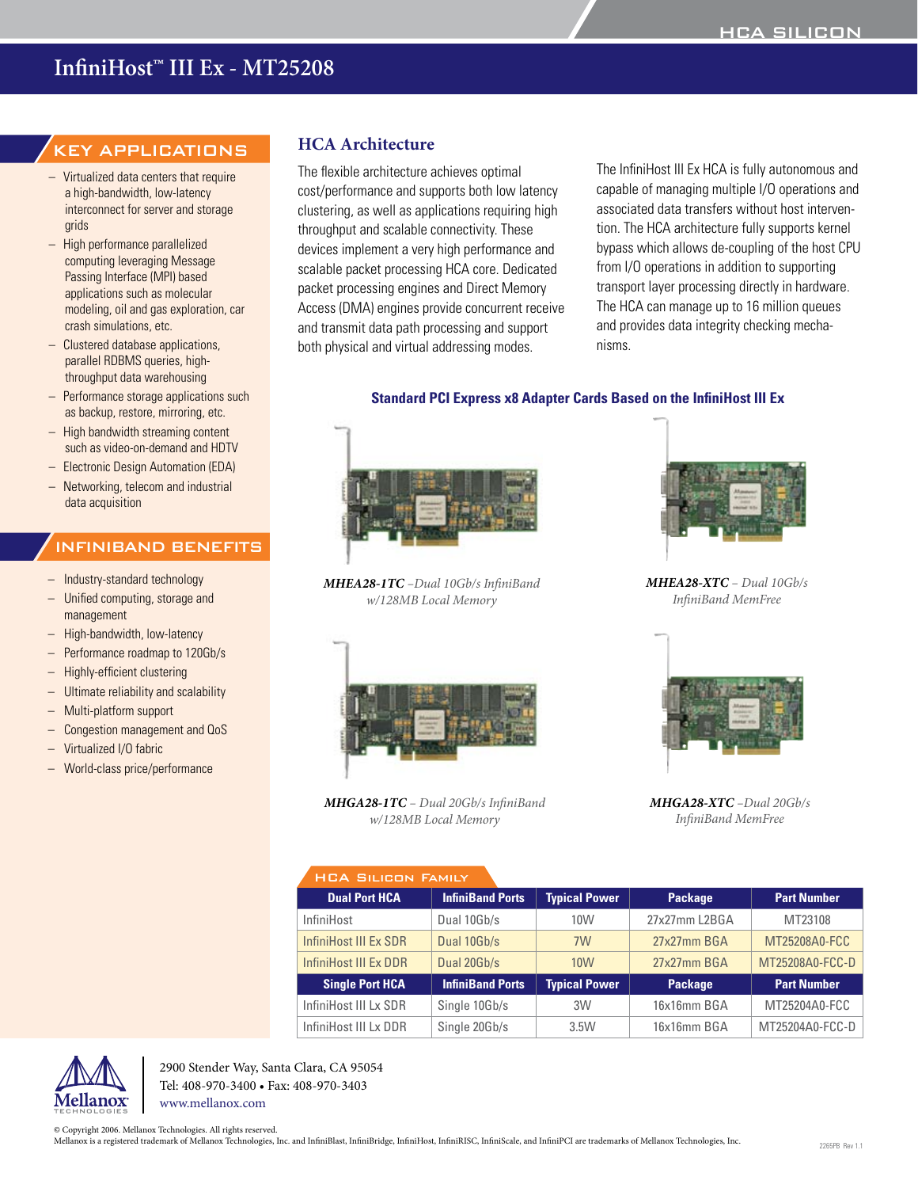# InfiniHost™ III Ex - MT25208

## KEY APPLICATIONS

- Virtualized data centers that require a high-bandwidth, low-latency interconnect for server and storage grids
- High performance parallelized computing leveraging Message Passing Interface (MPI) based applications such as molecular modeling, oil and gas exploration, car crash simulations, etc.
- Clustered database applications, parallel RDBMS queries, high-throughput data warehousing
- Performance storage applications such as backup, restore, mirroring, etc.
- High bandwidth streaming content such as video-on-demand and HDTV
- Electronic Design Automation (EDA)
- Networking, telecom and industrial data acquisition

## INFINIBAND BENEFITS

- Industry-standard technology
- Unified computing, storage and management
- High-bandwidth, low-latency
- Performance roadmap to 120Gb/s
- Highly-efficient clustering
- Ultimate reliability and scalability
- Multi-platform support
- Congestion management and QoS
- Virtualized I/O fabric
- World-class price/performance

## HCA Architecture

The flexible architecture achieves optimal cost/performance and supports both low latency clustering, as well as applications requiring high throughput and scalable connectivity. These devices implement a very high performance and scalable packet processing HCA core. Dedicated packet processing engines and Direct Memory Access (DMA) engines provide concurrent receive and transmit data path processing and support both physical and virtual addressing modes.

The InfiniHost III Ex HCA is fully autonomous and capable of managing multiple I/O operations and associated data transfers without host intervention. The HCA architecture fully supports kernel bypass which allows de-coupling of the host CPU from I/O operations in addition to supporting transport layer processing directly in hardware. The HCA can manage up to 16 million queues and provides data integrity checking mechanisms.

### Standard PCI Express x8 Adapter Cards Based on the InfiniHost III Ex

***MHEA28-1TC*** *–Dual 10Gb/s InfiniBand w/128MB Local Memory*

***MHEA28-XTC*** *– Dual 10Gb/s InfiniBand MemFree*

***MHGA28-1TC*** *– Dual 20Gb/s InfiniBand w/128MB Local Memory*

***MHGA28-XTC*** *–Dual 20Gb/s InfiniBand MemFree*

### HCA Silicon Family

| Dual Port HCA | InfiniBand Ports | Typical Power | Package | Part Number |
|---|---|---|---|---|
| InfiniHost | Dual 10Gb/s | 10W | 27x27mm L2BGA | MT23108 |
| InfiniHost III Ex SDR | Dual 10Gb/s | 7W | 27x27mm BGA | MT25208A0-FCC |
| InfiniHost III Ex DDR | Dual 20Gb/s | 10W | 27x27mm BGA | MT25208A0-FCC-D |
| **Single Port HCA** | **InfiniBand Ports** | **Typical Power** | **Package** | **Part Number** |
| InfiniHost III Lx SDR | Single 10Gb/s | 3W | 16x16mm BGA | MT25204A0-FCC |
| InfiniHost III Lx DDR | Single 20Gb/s | 3.5W | 16x16mm BGA | MT25204A0-FCC-D |

Mellanox Technologies

2900 Stender Way, Santa Clara, CA 95054
Tel: 408-970-3400 • Fax: 408-970-3403
www.mellanox.com

© Copyright 2006. Mellanox Technologies. All rights reserved.
Mellanox is a registered trademark of Mellanox Technologies, Inc. and InfiniBlast, InfiniBridge, InfiniHost, InfiniRISC, InfiniScale, and InfiniPCI are trademarks of Mellanox Technologies, Inc.

2265PB Rev 1.1